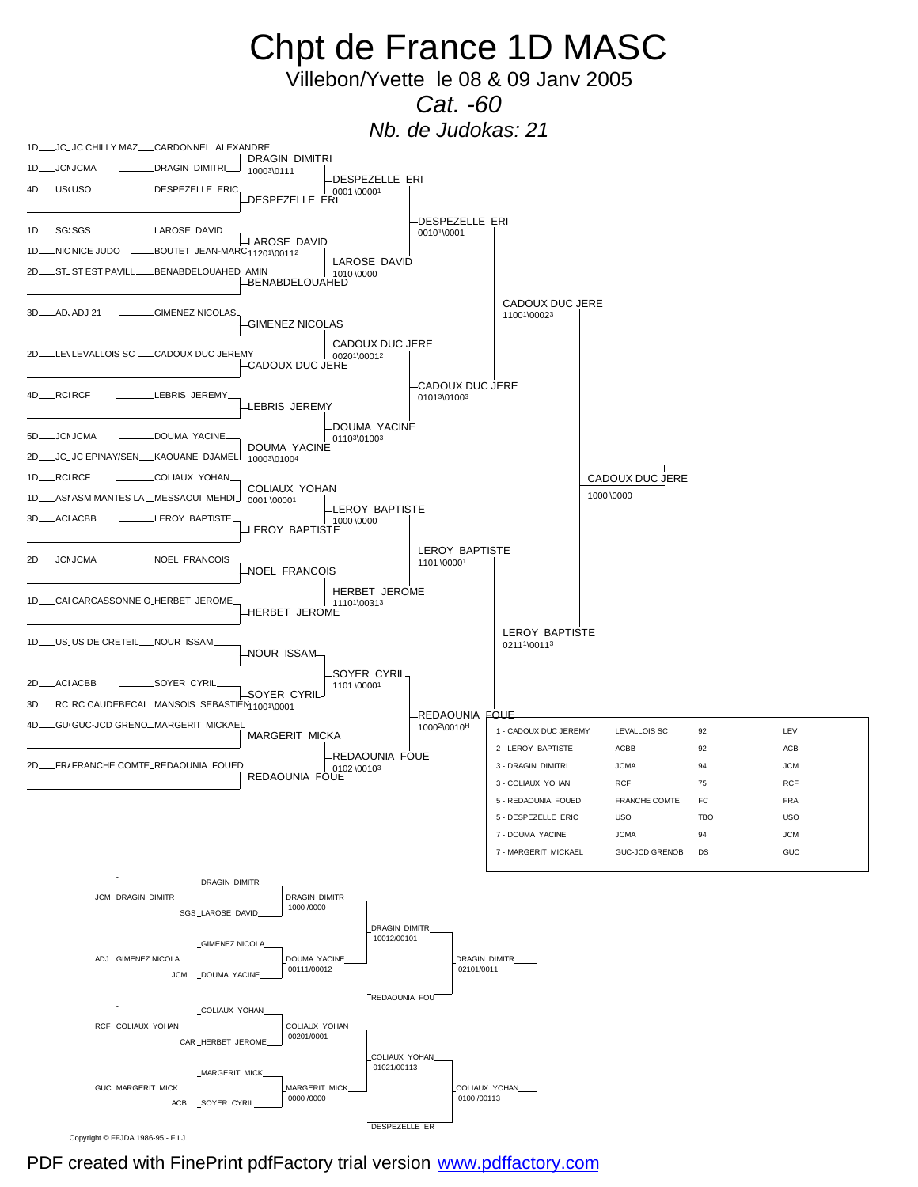# Chpt de France 1D MASC

Villebon/Yvette le 08 & 09 Janv 2005

*Cat. -60*

*Nb. de Judokas: 21*

## Tableau principal

| Grade | Club | Nom |
|---|---|---|
| 1D | JC CHILLY MAZ | CARDONNEL ALEXANDRE |
| 1D | JCMA | DRAGIN DIMITRI |
| 4D | USO | DESPEZELLE ERIC |
| 1D | SGS | LAROSE DAVID |
| 1D | NICE JUDO | BOUTET JEAN-MARC |
| 2D | ST EST PAVILL | BENABDELOUAHED AMIN |
| 3D | ADJ 21 | GIMENEZ NICOLAS |
| 2D | LEVALLOIS SC | CADOUX DUC JEREMY |
| 4D | RCF | LEBRIS JEREMY |
| 5D | JCMA | DOUMA YACINE |
| 2D | JC EPINAY/SEN | KAOUANE DJAMEL |
| 1D | RCF | COLIAUX YOHAN |
| 1D | ASM MANTES LA | MESSAOUI MEHDI |
| 3D | ACBB | LEROY BAPTISTE |
| 2D | JCMA | NOEL FRANCOIS |
| 1D | CARCASSONNE O | HERBET JEROME |
| 1D | US DE CRETEIL | NOUR ISSAM |
| 2D | ACBB | SOYER CYRIL |
| 3D | RC CAUDEBECAI | MANSOIS SEBASTIEN |
| 4D | GUC-JCD GRENO | MARGERIT MICKAEL |
| 2D | FRANCHE COMTE | REDAOUNIA FOUED |

### Premier tour
- DRAGIN DIMITRI — 1000[3]\0111
- DESPEZELLE ERI
- LAROSE DAVID — 1120[1]\0011[2]
- BENABDELOUAHED
- GIMENEZ NICOLAS
- CADOUX DUC JERE
- LEBRIS JEREMY
- DOUMA YACINE — 1000[3]\0100[4]
- COLIAUX YOHAN — 0001 \0000[1]
- LEROY BAPTISTE
- NOEL FRANCOIS
- HERBET JEROME
- NOUR ISSAM
- SOYER CYRIL — 1100[1]\0001
- MARGERIT MICKA
- REDAOUNIA FOUE

### Deuxième tour
- DESPEZELLE ERI — 0001 \0000[1]
- LAROSE DAVID — 1010 \0000
- CADOUX DUC JERE — 0020[1]\0001[2]
- DOUMA YACINE — 0110[3]\0100[3]
- LEROY BAPTISTE — 1000 \0000
- HERBET JEROME — 1110[1]\0031[3]
- SOYER CYRIL — 1101 \0000[1]
- REDAOUNIA FOUE — 0102 \0010[3]

### Quarts de finale
- DESPEZELLE ERI — 0010[1]\0001
- CADOUX DUC JERE — 0101[3]\0100[3]
- LEROY BAPTISTE — 1101 \0000[1]
- REDAOUNIA FOUE — 1000[2]\0010[H]

### Demi-finales
- CADOUX DUC JERE — 1100[1]\0002[3]
- LEROY BAPTISTE — 0211[1]\0011[3]

### Finale
- CADOUX DUC JERE — 1000 \0000

## Classement

| Place | Nom | Club | | |
|---|---|---|---|---|
| 1 | CADOUX DUC JEREMY | LEVALLOIS SC | 92 | LEV |
| 2 | LEROY BAPTISTE | ACBB | 92 | ACB |
| 3 | DRAGIN DIMITRI | JCMA | 94 | JCM |
| 3 | COLIAUX YOHAN | RCF | 75 | RCF |
| 5 | REDAOUNIA FOUED | FRANCHE COMTE | FC | FRA |
| 5 | DESPEZELLE ERIC | USO | TBO | USO |
| 7 | DOUMA YACINE | JCMA | 94 | JCM |
| 7 | MARGERIT MICKAEL | GUC-JCD GRENOB | DS | GUC |

## Repêchages

### Repêchage 1
- JCM DRAGIN DIMITR — DRAGIN DIMITR (-) vs SGS LAROSE DAVID → DRAGIN DIMITR 1000 /0000
- ADJ GIMENEZ NICOLA — GIMENEZ NICOLA (-) vs JCM DOUMA YACINE → DOUMA YACINE 00111/00012
- DRAGIN DIMITR — 10012/00101
- DRAGIN DIMITR vs REDAOUNIA FOU → DRAGIN DIMITR 02101/0011

### Repêchage 2
- RCF COLIAUX YOHAN — COLIAUX YOHAN (-) vs CAR HERBET JEROME → COLIAUX YOHAN 00201/0001
- GUC MARGERIT MICK — MARGERIT MICK vs ACB SOYER CYRIL → MARGERIT MICK 0000 /0000
- COLIAUX YOHAN — 01021/00113
- COLIAUX YOHAN vs DESPEZELLE ER → COLIAUX YOHAN 0100 /00113

Copyright © FFJDA 1986-95 - F.I.J.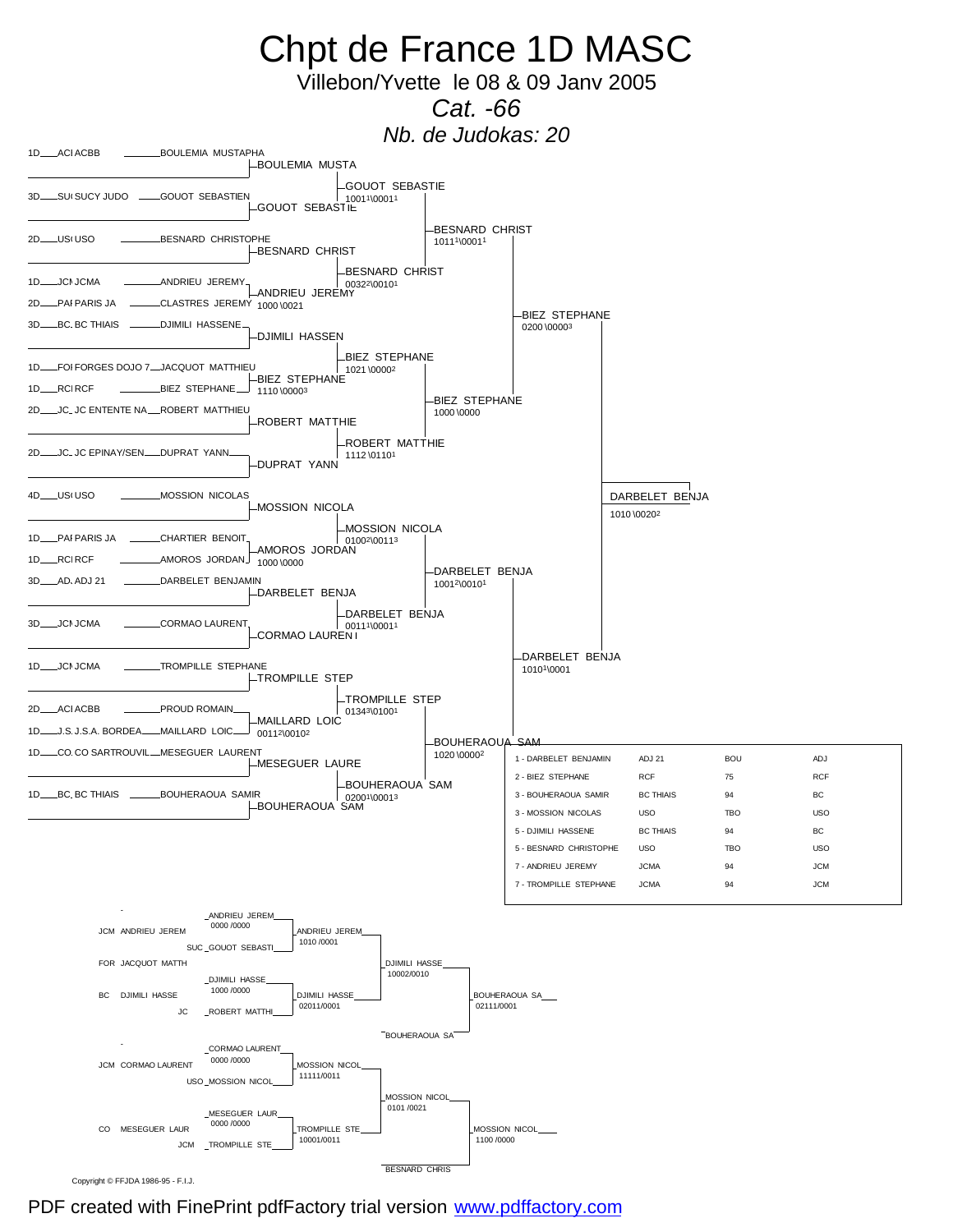# Chpt de France 1D MASC

Villebon/Yvette le 08 & 09 Janv 2005

*Cat. -66*

*Nb. de Judokas: 20*

## Tableau principal

| Grade | Club | Judoka |
|---|---|---|
| 1D | ACI ACBB | BOULEMIA MUSTAPHA |
| 3D | SUI SUCY JUDO | GOUOT SEBASTIEN |
| 2D | USI USO | BESNARD CHRISTOPHE |
| 1D | JCM JCMA | ANDRIEU JEREMY |
| 2D | PAI PARIS JA | CLASTRES JEREMY |
| 3D | BC. BC THIAIS | DJIMILI HASSENE |
| 1D | FOI FORGES DOJO 7 | JACQUOT MATTHIEU |
| 1D | RCI RCF | BIEZ STEPHANE |
| 2D | JC_ JC ENTENTE NA | ROBERT MATTHIEU |
| 2D | JC_ JC EPINAY/SEN | DUPRAT YANN |
| 4D | USI USO | MOSSION NICOLAS |
| 1D | PAI PARIS JA | CHARTIER BENOIT |
| 1D | RCI RCF | AMOROS JORDAN |
| 3D | AD. ADJ 21 | DARBELET BENJAMIN |
| 3D | JCM JCMA | CORMAO LAURENT |
| 1D | JCM JCMA | TROMPILLE STEPHANE |
| 2D | ACI ACBB | PROUD ROMAIN |
| 1D | J.S. J.S.A. BORDEA | MAILLARD LOIC |
| 1D | CO. CO SARTROUVIL | MESEGUER LAURENT |
| 1D | BC. BC THIAIS | BOUHERAOUA SAMIR |

### Premier tour

- BOULEMIA MUSTA
- GOUOT SEBASTIE
- BESNARD CHRIST
- ANDRIEU JEREMY bat CLASTRES JEREMY (1000 \0021)
- DJIMILI HASSEN
- BIEZ STEPHANE bat JACQUOT MATTHIEU (1110 \0000[3])
- ROBERT MATTHIE
- DUPRAT YANN
- MOSSION NICOLA
- AMOROS JORDAN bat CHARTIER BENOIT (1000 \0000)
- DARBELET BENJA
- CORMAO LAUREN
- TROMPILLE STEP
- MAILLARD LOIC bat PROUD ROMAIN (0011[2]\0010[2])
- MESEGUER LAURE
- BOUHERAOUA SAM

### Deuxième tour

- GOUOT SEBASTIE (1001[1]\0001[1])
- BESNARD CHRIST (0032[2]\0010[1])
- BIEZ STEPHANE (1021 \0000[2])
- ROBERT MATTHIE (1112 \0110[1])
- MOSSION NICOLA (0100[2]\0011[3])
- DARBELET BENJA (0011[1]\0001[1])
- TROMPILLE STEP (0134[3]\0100[1])
- BOUHERAOUA SAM (0200[1]\0001[3])

### Quarts de finale

- BESNARD CHRIST (1011[1]\0001[1])
- BIEZ STEPHANE (1000 \0000)
- DARBELET BENJA (1001[2]\0010[1])
- BOUHERAOUA SAM (1020 \0000[2])

### Demi-finales

- BIEZ STEPHANE (0200 \0000[3])
- DARBELET BENJA (1010[1]\0001)

### Finale

- DARBELET BENJA (1010 \0020[2])

## Classement

| Place | Judoka | Club | | |
|---|---|---|---|---|
| 1 | DARBELET BENJAMIN | ADJ 21 | BOU | ADJ |
| 2 | BIEZ STEPHANE | RCF | 75 | RCF |
| 3 | BOUHERAOUA SAMIR | BC THIAIS | 94 | BC |
| 3 | MOSSION NICOLAS | USO | TBO | USO |
| 5 | DJIMILI HASSENE | BC THIAIS | 94 | BC |
| 5 | BESNARD CHRISTOPHE | USO | TBO | USO |
| 7 | ANDRIEU JEREMY | JCMA | 94 | JCM |
| 7 | TROMPILLE STEPHANE | JCMA | 94 | JCM |

## Repêchages

### Côté haut

- JCM ANDRIEU JEREM: ANDRIEU JEREM (0000 /0000)
- ANDRIEU JEREM bat SUC GOUOT SEBASTI (1010 /0001)
- FOR JACQUOT MATTH
- BC DJIMILI HASSE: DJIMILI HASSE (1000 /0000)
- DJIMILI HASSE bat JC ROBERT MATTHI (02011/0001)
- DJIMILI HASSE (10002/0010)
- BOUHERAOUA SA bat DJIMILI HASSE (02111/0001)

### Côté bas

- JCM CORMAO LAURENT: CORMAO LAURENT (0000 /0000)
- MOSSION NICOL bat CORMAO LAURENT (11111/0011)
- CO MESEGUER LAUR: MESEGUER LAUR (0000 /0000)
- TROMPILLE STE bat MESEGUER LAUR (10001/0011)
- MOSSION NICOL (0101 /0021)
- MOSSION NICOL bat BESNARD CHRIS (1100 /0000)

Copyright © FFJDA 1986-95 - F.I.J.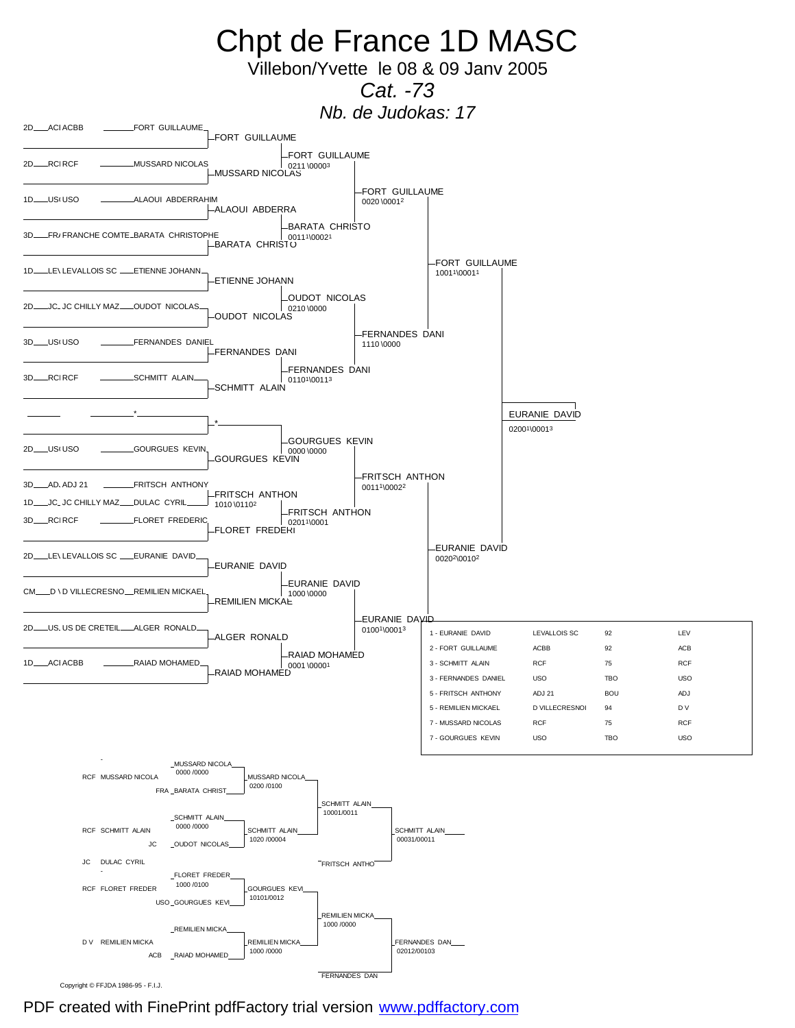# Chpt de France 1D MASC

Villebon/Yvette le 08 & 09 Janv 2005

*Cat. -73*

*Nb. de Judokas: 17*

## Tableau principal

| Grade | Club | Nom |
|---|---|---|
| 2D | ACI ACBB | FORT GUILLAUME |
| 2D | RCI RCF | MUSSARD NICOLAS |
| 1D | USI USO | ALAOUI ABDERRAHIM |
| 3D | FRA FRANCHE COMTE | BARATA CHRISTOPHE |
| 1D | LEV LEVALLOIS SC | ETIENNE JOHANN |
| 2D | JC JC CHILLY MAZ | OUDOT NICOLAS |
| 3D | USI USO | FERNANDES DANIEL |
| 3D | RCI RCF | SCHMITT ALAIN |
| | | * |
| 2D | USI USO | GOURGUES KEVIN |
| 3D | ADJ ADJ 21 | FRITSCH ANTHONY |
| 1D | JC JC CHILLY MAZ | DULAC CYRIL |
| 3D | RCI RCF | FLORET FREDERIC |
| 2D | LEV LEVALLOIS SC | EURANIE DAVID |
| CM | D V D VILLECRESNO | REMILIEN MICKAEL |
| 2D | US US DE CRETEIL | ALGER RONALD |
| 1D | ACI ACBB | RAIAD MOHAMED |

### 1er tour
- FORT GUILLAUME
- MUSSARD NICOLAS
- ALAOUI ABDERRA
- BARATA CHRISTO
- ETIENNE JOHANN
- OUDOT NICOLAS
- FERNANDES DANI
- SCHMITT ALAIN
- *
- GOURGUES KEVIN
- FRITSCH ANTHON (1010 \0110[2]) — contre DULAC CYRIL
- FLORET FREDERI
- EURANIE DAVID
- REMILIEN MICKAE
- ALGER RONALD
- RAIAD MOHAMED

### 2e tour
- FORT GUILLAUME 0211 \0000[3]
- BARATA CHRISTO 0011[1]\0002[1]
- OUDOT NICOLAS 0210 \0000
- FERNANDES DANI 0110[1]\0011[3]
- GOURGUES KEVIN 0000 \0000
- FRITSCH ANTHON 0201[1]\0001
- EURANIE DAVID 1000 \0000
- RAIAD MOHAMED 0001 \0000[1]

### 3e tour
- FORT GUILLAUME 0020 \0001[2]
- FERNANDES DANI 1110 \0000
- FRITSCH ANTHON 0011[1]\0002[2]
- EURANIE DAVID 0100[1]\0001[3]

### Demi-finales
- FORT GUILLAUME 1001[1]\0001[1]
- EURANIE DAVID 0020[2]\0010[2]

### Finale
- EURANIE DAVID 0200[1]\0001[3]

## Classement

| Place | Nom | Club | Dép. | Code |
|---|---|---|---|---|
| 1 | EURANIE DAVID | LEVALLOIS SC | 92 | LEV |
| 2 | FORT GUILLAUME | ACBB | 92 | ACB |
| 3 | SCHMITT ALAIN | RCF | 75 | RCF |
| 3 | FERNANDES DANIEL | USO | TBO | USO |
| 5 | FRITSCH ANTHONY | ADJ 21 | BOU | ADJ |
| 5 | REMILIEN MICKAEL | D VILLECRESNOI | 94 | D V |
| 7 | MUSSARD NICOLAS | RCF | 75 | RCF |
| 7 | GOURGUES KEVIN | USO | TBO | USO |

## Repêchages

- RCF MUSSARD NICOLA — MUSSARD NICOLA 0000 /0000 — contre FRA BARATA CHRIST
- MUSSARD NICOLA 0200 /0100
- RCF SCHMITT ALAIN — SCHMITT ALAIN 0000 /0000 — contre JC OUDOT NICOLAS
- SCHMITT ALAIN 1020 /00004
- SCHMITT ALAIN 10001/0011
- SCHMITT ALAIN 00031/00011 — contre FRITSCH ANTHO
- JC DULAC CYRIL
- RCF FLORET FREDER — FLORET FREDER 1000 /0100 — contre USO GOURGUES KEVI
- GOURGUES KEVI 10101/0012
- D V REMILIEN MICKA — REMILIEN MICKA — contre ACB RAIAD MOHAMED
- REMILIEN MICKA 1000 /0000
- REMILIEN MICKA 1000 /0000
- FERNANDES DAN 02012/00103 — contre FERNANDES DAN

Copyright © FFJDA 1986-95 - F.I.J.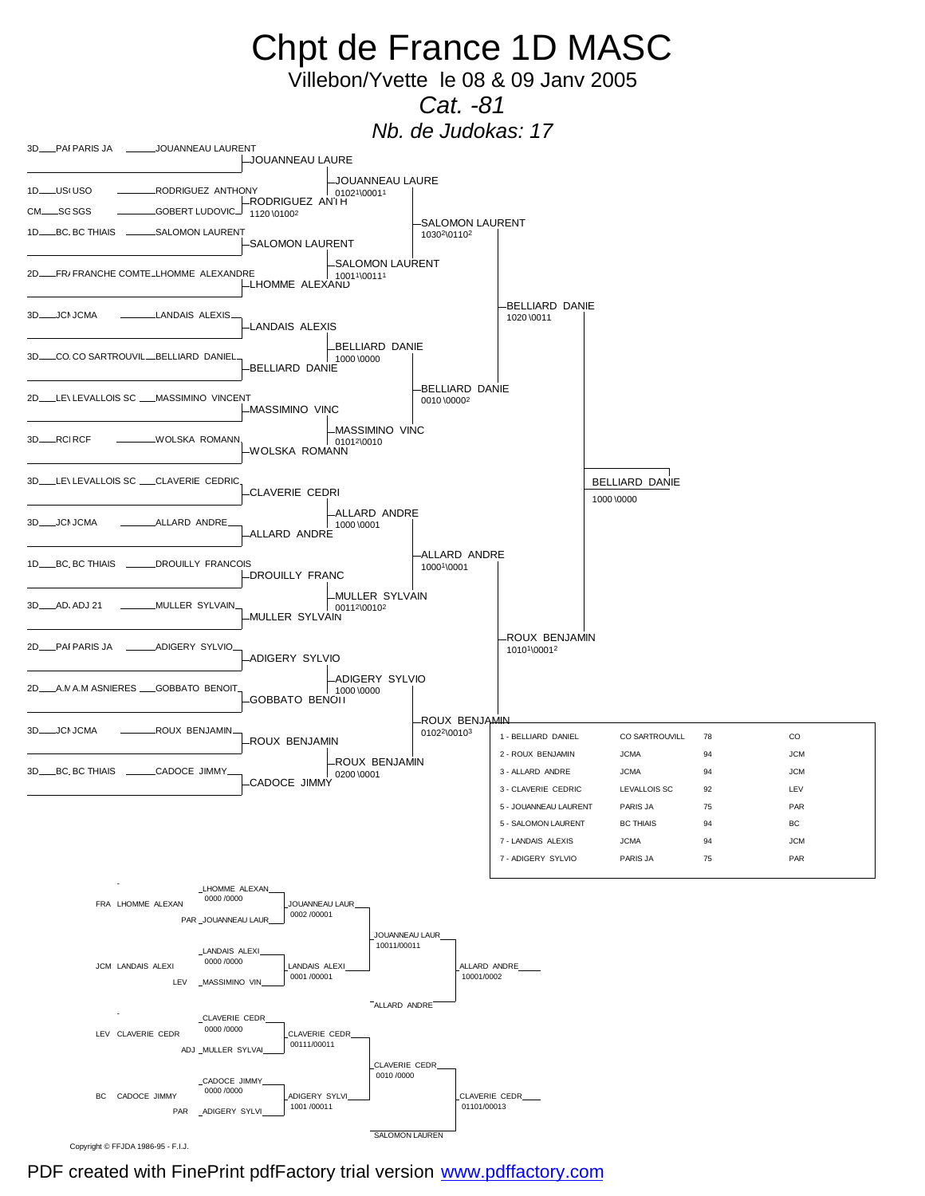# Chpt de France 1D MASC

Villebon/Yvette le 08 & 09 Janv 2005

*Cat. -81*

*Nb. de Judokas: 17*

## Tableau principal

| Grade | Club | Judoka |
|---|---|---|
| 3D | PAI PARIS JA | JOUANNEAU LAURENT |
| 1D | USI USO | RODRIGUEZ ANTHONY |
| CM | SG SGS | GOBERT LUDOVIC |
| 1D | BC. BC THIAIS | SALOMON LAURENT |
| 2D | FR/ FRANCHE COMTE | LHOMME ALEXANDRE |
| 3D | JCI JCMA | LANDAIS ALEXIS |
| 3D | CO. CO SARTROUVIL | BELLIARD DANIEL |
| 2D | LEV LEVALLOIS SC | MASSIMINO VINCENT |
| 3D | RCI RCF | WOLSKA ROMANN |
| 3D | LEV LEVALLOIS SC | CLAVERIE CEDRIC |
| 3D | JCI JCMA | ALLARD ANDRE |
| 1D | BC. BC THIAIS | DROUILLY FRANCOIS |
| 3D | AD. ADJ 21 | MULLER SYLVAIN |
| 2D | PAI PARIS JA | ADIGERY SYLVIO |
| 2D | A.M A.M ASNIERES | GOBBATO BENOIT |
| 3D | JCI JCMA | ROUX BENJAMIN |
| 3D | BC. BC THIAIS | CADOCE JIMMY |

### Tour 1
- JOUANNEAU LAURE
- RODRIGUEZ ANTH (GOBERT LUDOVIC / RODRIGUEZ) 1120\0100[2]
- SALOMON LAURENT
- LHOMME ALEXAND
- LANDAIS ALEXIS
- BELLIARD DANIE
- MASSIMINO VINC
- WOLSKA ROMANN
- CLAVERIE CEDRI
- ALLARD ANDRE
- DROUILLY FRANC
- MULLER SYLVAIN
- ADIGERY SYLVIO
- GOBBATO BENOIT
- ROUX BENJAMIN
- CADOCE JIMMY

### Tour 2
- JOUANNEAU LAURE 0102[1]\0001[1]
- SALOMON LAURENT 1001[1]\0011[1]
- BELLIARD DANIE 1000\0000
- MASSIMINO VINC 0101[2]\0010
- ALLARD ANDRE 1000\0001
- MULLER SYLVAIN 0011[2]\0010[2]
- ADIGERY SYLVIO 1000\0000
- ROUX BENJAMIN 0200\0001

### Tour 3
- SALOMON LAURENT 1030[2]\0110[2]
- BELLIARD DANIE 0010\0000[2]
- ALLARD ANDRE 1000[1]\0001
- ROUX BENJAMIN 0102[2]\0010[3]

### Demi-finales
- BELLIARD DANIE 1020\0011
- ROUX BENJAMIN 1010[1]\0001[2]

### Finale
- BELLIARD DANIE 1000\0000

## Classement

| Place | Judoka | Club | | |
|---|---|---|---|---|
| 1 | BELLIARD DANIEL | CO SARTROUVILL | 78 | CO |
| 2 | ROUX BENJAMIN | JCMA | 94 | JCM |
| 3 | ALLARD ANDRE | JCMA | 94 | JCM |
| 3 | CLAVERIE CEDRIC | LEVALLOIS SC | 92 | LEV |
| 5 | JOUANNEAU LAURENT | PARIS JA | 75 | PAR |
| 5 | SALOMON LAURENT | BC THIAIS | 94 | BC |
| 7 | LANDAIS ALEXIS | JCMA | 94 | JCM |
| 7 | ADIGERY SYLVIO | PARIS JA | 75 | PAR |

## Repêchages

- FRA LHOMME ALEXAN — LHOMME ALEXAN 0000 /0000
- PAR JOUANNEAU LAUR
- JOUANNEAU LAUR 0002 /00001
- JOUANNEAU LAUR 10011/00011
- JCM LANDAIS ALEXI — LANDAIS ALEXI 0000 /0000
- LEV MASSIMINO VIN
- LANDAIS ALEXI 0001 /00001
- ALLARD ANDRE
- ALLARD ANDRE 10001/0002
- LEV CLAVERIE CEDR — CLAVERIE CEDR 0000 /0000
- ADJ MULLER SYLVAI
- CLAVERIE CEDR 00111/00011
- CLAVERIE CEDR 0010 /0000
- BC CADOCE JIMMY — CADOCE JIMMY 0000 /0000
- PAR ADIGERY SYLVI
- ADIGERY SYLVI 1001 /00011
- SALOMON LAUREN
- CLAVERIE CEDR 01101/00013

Copyright © FFJDA 1986-95 - F.I.J.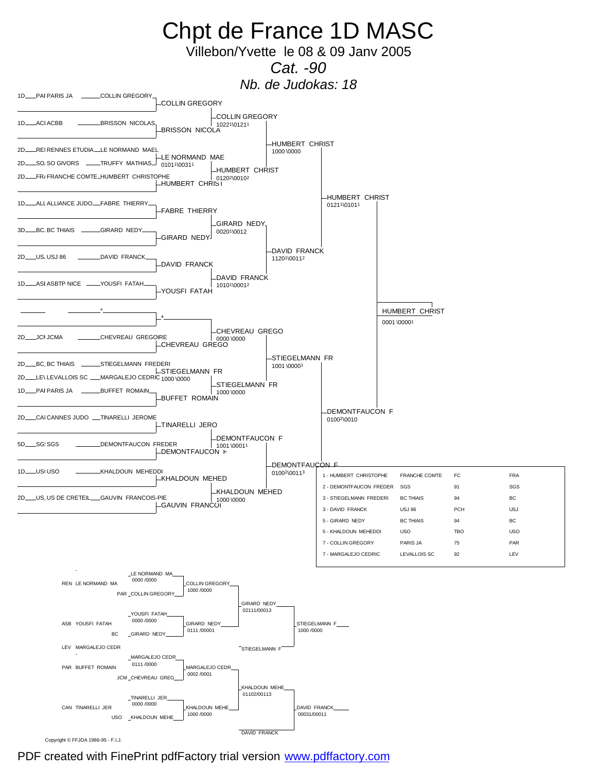# Chpt de France 1D MASC

Villebon/Yvette le 08 & 09 Janv 2005

*Cat. -90*

*Nb. de Judokas: 18*

## Tableau principal

| Grade | Club | Nom |
|---|---|---|
| 1D | PAI PARIS JA | COLLIN GREGORY |
| 1D | ACI ACBB | BRISSON NICOLAS |
| 2D | REI RENNES ETUDIA | LE NORMAND MAEL |
| 2D | SO. SO GIVORS | TRUFFY MATHIAS |
| 2D | FR/ FRANCHE COMTE | HUMBERT CHRISTOPHE |
| 1D | ALI ALLIANCE JUDO | FABRE THIERRY |
| 3D | BC. BC THIAIS | GIRARD NEDY |
| 2D | US. USJ 86 | DAVID FRANCK |
| 1D | ASI ASBTP NICE | YOUSFI FATAH |
| | | * |
| 2D | JCI JCMA | CHEVREAU GREGOIRE |
| 2D | BC. BC THIAIS | STIEGELMANN FREDERI |
| 2D | LE\ LEVALLOIS SC | MARGALEJO CEDRIC |
| 1D | PAI PARIS JA | BUFFET ROMAIN |
| 2D | CAI CANNES JUDO | TINARELLI JEROME |
| 5D | SG! SGS | DEMONTFAUCON FREDER |
| 1D | US( USO | KHALDOUN MEHEDDI |
| 2D | US. US DE CRETEIL | GAUVIN FRANCOIS-PIE |

### 1er tour

- COLLIN GREGORY
- BRISSON NICOLA
- LE NORMAND MAE — 0101[1]\0031[1]
- HUMBERT CHRIST
- FABRE THIERRY
- GIRARD NEDY
- DAVID FRANCK
- YOUSFI FATAH
- *
- CHEVREAU GREGO
- STIEGELMANN FR — 1000 \0000
- BUFFET ROMAIN
- TINARELLI JERO
- DEMONTFAUCON F
- KHALDOUN MEHED
- GAUVIN FRANCOI

### 2e tour

- COLLIN GREGORY — 1022[1]\0121[1]
- HUMBERT CHRIST — 0120[2]\0010[2]
- GIRARD NEDY — 0020[1]\0012
- DAVID FRANCK — 1010[1]\0001[2]
- CHEVREAU GREGO — 0000 \0000
- STIEGELMANN FR — 1000 \0000
- DEMONTFAUCON F — 1001 \0001[1]
- KHALDOUN MEHED — 1000 \0000

### Quarts de finale

- HUMBERT CHRIST — 1000 \0000
- DAVID FRANCK — 1120[1]\0011[2]
- STIEGELMANN FR — 1001 \0000[1]
- DEMONTFAUCON F — 0100[2]\0011[3]

### Demi-finales

- HUMBERT CHRIST — 0121[1]\0101[1]
- DEMONTFAUCON F — 0100[2]\0010

### Finale

- HUMBERT CHRIST — 0001 \0000[1]

## Classement

| Place | Nom | Club | Code | Ligue |
|---|---|---|---|---|
| 1 | HUMBERT CHRISTOPHE | FRANCHE COMTE | FC | FRA |
| 2 | DEMONTFAUCON FREDER | SGS | 91 | SGS |
| 3 | STIEGELMANN FREDERI | BC THIAIS | 94 | BC |
| 3 | DAVID FRANCK | USJ 86 | PCH | USJ |
| 5 | GIRARD NEDY | BC THIAIS | 94 | BC |
| 5 | KHALDOUN MEHEDDI | USO | TBO | USO |
| 7 | COLLIN GREGORY | PARIS JA | 75 | PAR |
| 7 | MARGALEJO CEDRIC | LEVALLOIS SC | 92 | LEV |

## Repêchages

- REN LE NORMAND MA / PAR COLLIN GREGORY → LE NORMAND MA 0000 /0000 ; COLLIN GREGORY 1000 /0000
- ASB YOUSFI FATAH / BC GIRARD NEDY → YOUSFI FATAH 0000 /0000 ; GIRARD NEDY 0111 /00001
- GIRARD NEDY 02111/00013
- STIEGELMANN F
- STIEGELMANN F 1000 /0000
- LEV MARGALEJO CEDR / PAR BUFFET ROMAIN / JCM CHEVREAU GREG → MARGALEJO CEDR 0111 /0000 ; MARGALEJO CEDR 0002 /0001
- CAN TINARELLI JER / USO KHALDOUN MEHE → TINARELLI JER 0000 /0000 ; KHALDOUN MEHE 1000 /0000
- KHALDOUN MEHE 01102/00113
- DAVID FRANCK
- DAVID FRANCK 00031/00011

Copyright © FFJDA 1986-95 - F.I.J.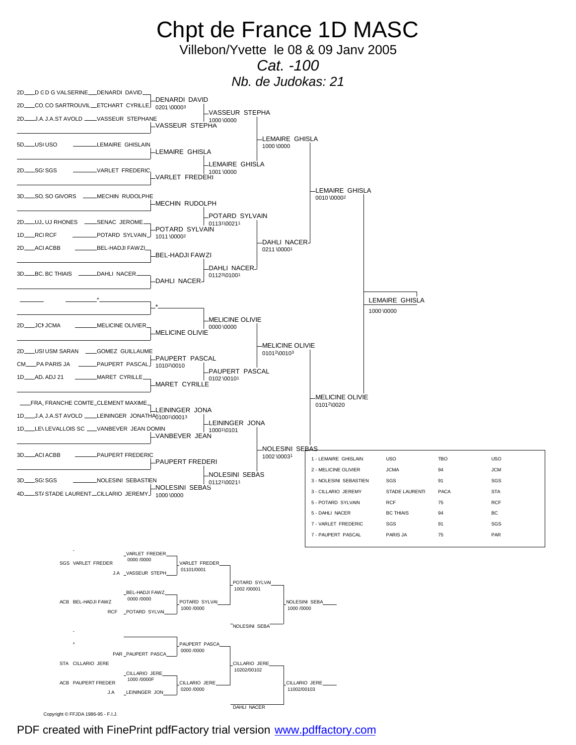# Chpt de France 1D MASC

Villebon/Yvette le 08 & 09 Janv 2005

*Cat. -100*

*Nb. de Judokas: 21*

## Tableau principal

| Grade | Club | Judoka |
|---|---|---|
| 2D | D G D G VALSERINE | DENARDI DAVID |
| 2D | CO CO SARTROUVIL | ETCHART CYRILLE |
| 2D | J.A. J.A.ST AVOLD | VASSEUR STEPHANE |
| 5D | USO USO | LEMAIRE GHISLAIN |
| 2D | SGS SGS | VARLET FREDERIC |
| 3D | SO SO GIVORS | MECHIN RUDOLPHE |
| 2D | UJ UJ RHONES | SENAC JEROME |
| 1D | RCF RCF | POTARD SYLVAIN |
| 2D | ACB ACBB | BEL-HADJI FAWZI |
| 3D | BC BC THIAIS | DAHLI NACER |
| | | * |
| 2D | JCM JCMA | MELICINE OLIVIER |
| 2D | USM USM SARAN | GOMEZ GUILLAUME |
| CM | PA PARIS JA | PAUPERT PASCAL |
| 1D | AD ADJ 21 | MARET CYRILLE |
| | FRA FRANCHE COMTE | CLEMENT MAXIME |
| 1D | J.A. J.A.ST AVOLD | LEININGER JONATHAN |
| 1D | LEV LEVALLOIS SC | VANBEVER JEAN DOMIN |
| 3D | ACB ACBB | PAUPERT FREDERIC |
| 3D | SGS SGS | NOLESINI SEBASTIEN |
| 4D | STA STADE LAURENT | CILLARIO JEREMY |

### Résultats

- DENARDI DAVID (0201\0000³) ; VASSEUR STEPHA ; VASSEUR STEPHA (1000\0000)
- LEMAIRE GHISLA ; VARLET FREDERI ; LEMAIRE GHISLA (1001\0000)
- LEMAIRE GHISLA (1000\0000)
- MECHIN RUDOLPH ; POTARD SYLVAIN (1011\0000²) ; POTARD SYLVAIN (0113¹\0021¹)
- BEL-HADJI FAWZI ; DAHLI NACER ; DAHLI NACER (0112³\0100¹)
- DAHLI NACER (0211\0000¹)
- LEMAIRE GHISLA (0010\0000²)
- * ; MELICINE OLIVIE ; MELICINE OLIVIE (0000\0000)
- PAUPERT PASCAL (1010²\0010) ; MARET CYRILLE ; PAUPERT PASCAL (0102\0010¹)
- MELICINE OLIVIE (0101²\0010³)
- LEININGER JONA (0100¹\0001³) ; VANBEVER JEAN ; LEININGER JONA (1000¹\0101)
- PAUPERT FREDERI ; NOLESINI SEBAS (1000\0000) ; NOLESINI SEBAS (0112¹\0021¹)
- NOLESINI SEBAS (1002\0003¹)
- MELICINE OLIVIE (0101²\0020)
- **Finale : LEMAIRE GHISLA (1000\0000)**

## Classement

| Rang | Judoka | Club | | |
|---|---|---|---|---|
| 1 | LEMAIRE GHISLAIN | USO | TBO | USO |
| 2 | MELICINE OLIVIER | JCMA | 94 | JCM |
| 3 | NOLESINI SEBASTIEN | SGS | 91 | SGS |
| 3 | CILLARIO JEREMY | STADE LAURENTI | PACA | STA |
| 5 | POTARD SYLVAIN | RCF | 75 | RCF |
| 5 | DAHLI NACER | BC THIAIS | 94 | BC |
| 7 | VARLET FREDERIC | SGS | 91 | SGS |
| 7 | PAUPERT PASCAL | PARIS JA | 75 | PAR |

## Repêchages

- SGS VARLET FREDER / J.A VASSEUR STEPH → VARLET FREDER (0000/0000) → VARLET FREDER (01101/0001)
- ACB BEL-HADJI FAWZ / RCF POTARD SYLVAI → BEL-HADJI FAWZ (0000/0000) → POTARD SYLVAI (1000/0000)
- POTARD SYLVAI (1002/00001)
- NOLESINI SEBA → NOLESINI SEBA (1000/0000)
- * / PAR PAUPERT PASCA → PAUPERT PASCA (0000/0000)
- STA CILLARIO JERE / ACB PAUPERT FREDER / J.A LEININGER JON → CILLARIO JERE (1000/0000F) → CILLARIO JERE (0200/0000)
- CILLARIO JERE (10202/00102)
- DAHLI NACER → CILLARIO JERE (11002/00103)

Copyright © FFJDA 1986-95 - F.I.J.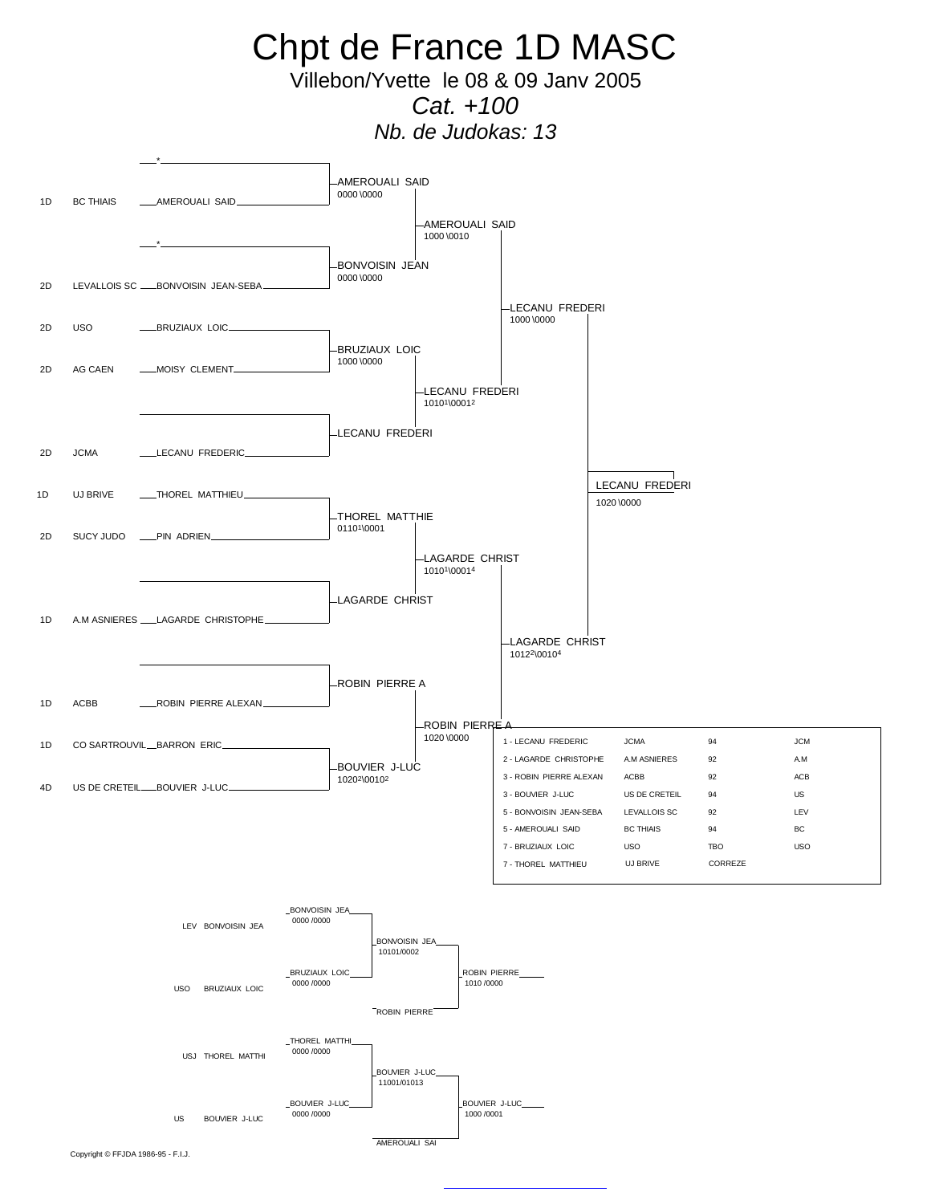# Chpt de France 1D MASC

Villebon/Yvette le 08 & 09 Janv 2005

*Cat. +100*

*Nb. de Judokas: 13*

| | | | Tour 1 | Tour 2 | Tour 3 | Tour 4 | Finale |
|---|---|---|---|---|---|---|---|
| | | * | AMEROUALI SAID 0000 \0000 | AMEROUALI SAID 1000 \0010 | LECANU FREDERI 1000 \0000 | LECANU FREDERI 1020 \0000 | |
| 1D | BC THIAIS | AMEROUALI SAID | | | | | |
| | | * | BONVOISIN JEAN 0000 \0000 | | | | |
| 2D | LEVALLOIS SC | BONVOISIN JEAN-SEBA | | | | | |
| 2D | USO | BRUZIAUX LOIC | BRUZIAUX LOIC 1000 \0000 | LECANU FREDERI 1010¹\0001² | | | |
| 2D | AG CAEN | MOISY CLEMENT | | | | | |
| | | | LECANU FREDERI | | | | |
| 2D | JCMA | LECANU FREDERIC | | | | | |
| 1D | UJ BRIVE | THOREL MATTHIEU | THOREL MATTHIE 0110¹\0001 | LAGARDE CHRIST 1010¹\0001⁴ | LAGARDE CHRIST 1012²\0010⁴ | | |
| 2D | SUCY JUDO | PIN ADRIEN | | | | | |
| | | | LAGARDE CHRIST | | | | |
| 1D | A.M ASNIERES | LAGARDE CHRISTOPHE | | | | | |
| | | | ROBIN PIERRE A | ROBIN PIERRE A 1020 \0000 | | | |
| 1D | ACBB | ROBIN PIERRE ALEXAN | | | | | |
| 1D | CO SARTROUVIL | BARRON ERIC | BOUVIER J-LUC 1020²\0010² | | | | |
| 4D | US DE CRETEIL | BOUVIER J-LUC | | | | | |

| | | | |
|---|---|---|---|
| 1 - LECANU FREDERIC | JCMA | 94 | JCM |
| 2 - LAGARDE CHRISTOPHE | A.M ASNIERES | 92 | A.M |
| 3 - ROBIN PIERRE ALEXAN | ACBB | 92 | ACB |
| 3 - BOUVIER J-LUC | US DE CRETEIL | 94 | US |
| 5 - BONVOISIN JEAN-SEBA | LEVALLOIS SC | 92 | LEV |
| 5 - AMEROUALI SAID | BC THIAIS | 94 | BC |
| 7 - BRUZIAUX LOIC | USO | TBO | USO |
| 7 - THOREL MATTHIEU | UJ BRIVE | CORREZE | |

## Repêchages

| | | Tour 1 | Tour 2 | Finale |
|---|---|---|---|---|
| LEV | BONVOISIN JEA | BONVOISIN JEA 0000 /0000 | BONVOISIN JEA 10101/0002 | ROBIN PIERRE 1010 /0000 |
| USO | BRUZIAUX LOIC | BRUZIAUX LOIC 0000 /0000 | | |
| | | | ROBIN PIERRE | |
| USJ | THOREL MATTHI | THOREL MATTHI 0000 /0000 | BOUVIER J-LUC 11001/01013 | BOUVIER J-LUC 1000 /0001 |
| US | BOUVIER J-LUC | BOUVIER J-LUC 0000 /0000 | | |
| | | | AMEROUALI SAI | |

Copyright © FFJDA 1986-95 - F.I.J.